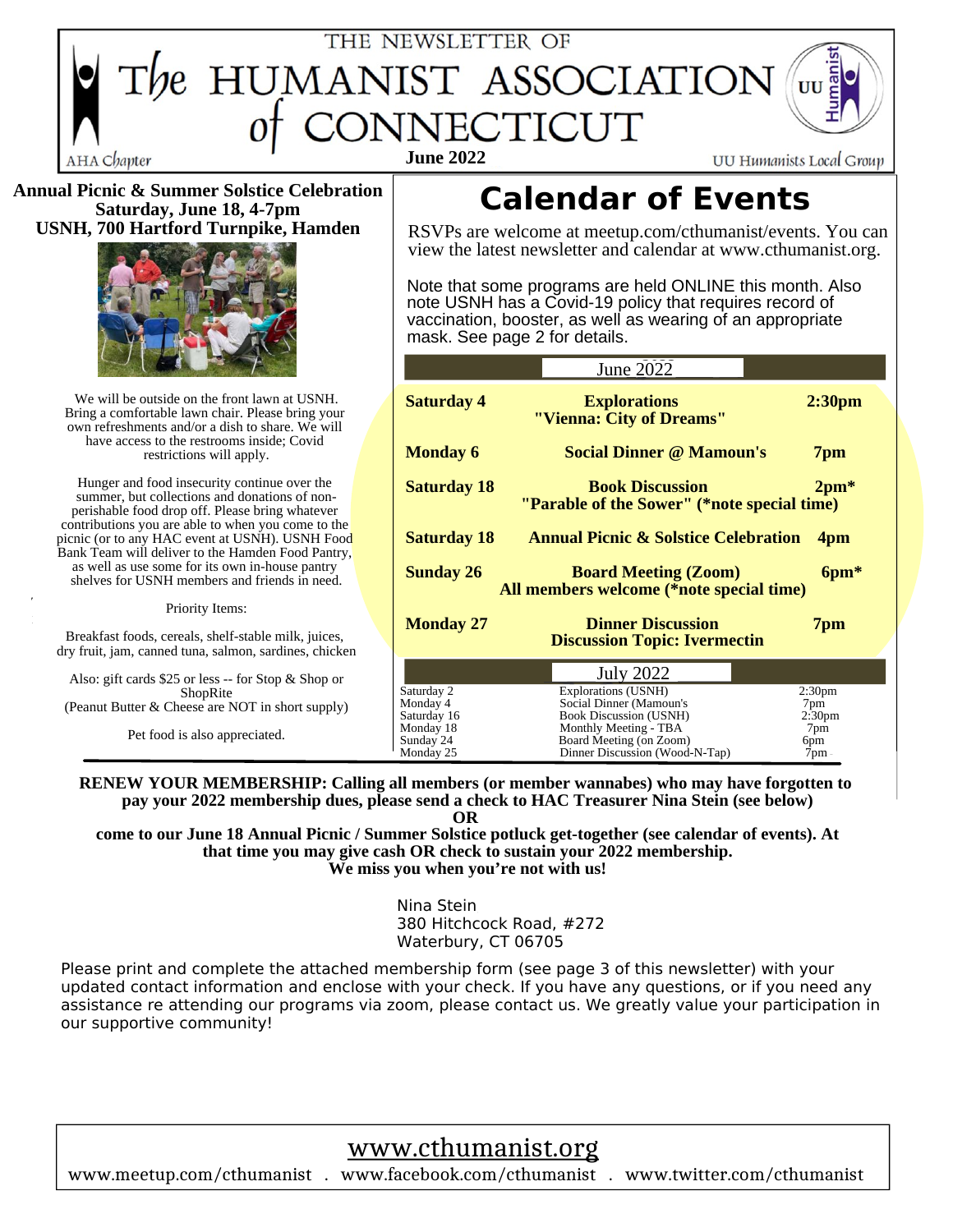# THE NEWSLETTER OF The HUMANIST ASSOCIATION of CONNECTICUT

AHA Chapter — **June 2022** — UU Humanists Local Group

## Annual Picnic & Summer Solstice Celebration
**Saturday, June 18, 4-7pm**
**USNH, 700 Hartford Turnpike, Hamden**

We will be outside on the front lawn at USNH. Bring a comfortable lawn chair. Please bring your own refreshments and/or a dish to share. We will have access to the restrooms inside; Covid restrictions will apply.

Hunger and food insecurity continue over the summer, but collections and donations of non-perishable food drop off. Please bring whatever contributions you are able to when you come to the picnic (or to any HAC event at USNH). USNH Food Bank Team will deliver to the Hamden Food Pantry, as well as use some for its own in-house pantry shelves for USNH members and friends in need.

Priority Items:

Breakfast foods, cereals, shelf-stable milk, juices, dry fruit, jam, canned tuna, salmon, sardines, chicken

Also: gift cards $25 or less -- for Stop & Shop or ShopRite
(Peanut Butter & Cheese are NOT in short supply)

Pet food is also appreciated.

# Calendar of Events

RSVPs are welcome at meetup.com/cthumanist/events. You can view the latest newsletter and calendar at www.cthumanist.org.

Note that some programs are held ONLINE this month. Also note USNH has a Covid-19 policy that requires record of vaccination, booster, as well as wearing of an appropriate mask. See page 2 for details.

### June 2022

| Date | Event | Time |
| --- | --- | --- |
| **Saturday 4** | **Explorations** "Vienna: City of Dreams" | **2:30pm** |
| **Monday 6** | **Social Dinner @ Mamoun's** | **7pm** |
| **Saturday 18** | **Book Discussion** "Parable of the Sower" (*note special time) | **2pm*** |
| **Saturday 18** | **Annual Picnic & Solstice Celebration** | **4pm** |
| **Sunday 26** | **Board Meeting (Zoom)** All members welcome (*note special time) | **6pm*** |
| **Monday 27** | **Dinner Discussion** Discussion Topic: Ivermectin | **7pm** |

### July 2022

| Date | Event | Time |
| --- | --- | --- |
| Saturday 2 | Explorations (USNH) | 2:30pm |
| Monday 4 | Social Dinner (Mamoun's | 7pm |
| Saturday 16 | Book Discussion (USNH) | 2:30pm |
| Monday 18 | Monthly Meeting - TBA | 7pm |
| Sunday 24 | Board Meeting (on Zoom) | 6pm |
| Monday 25 | Dinner Discussion (Wood-N-Tap) | 7pm |

**RENEW YOUR MEMBERSHIP: Calling all members (or member wannabes) who may have forgotten to pay your 2022 membership dues, please send a check to HAC Treasurer Nina Stein (see below)**
**OR**
**come to our June 18 Annual Picnic / Summer Solstice potluck get-together (see calendar of events). At that time you may give cash OR check to sustain your 2022 membership.**
**We miss you when you're not with us!**

Nina Stein
380 Hitchcock Road, #272
Waterbury, CT 06705

Please print and complete the attached membership form (see page 3 of this newsletter) with your updated contact information and enclose with your check. If you have any questions, or if you need any assistance re attending our programs via zoom, please contact us. We greatly value your participation in our supportive community!

www.cthumanist.org

www.meetup.com/cthumanist . www.facebook.com/cthumanist . www.twitter.com/cthumanist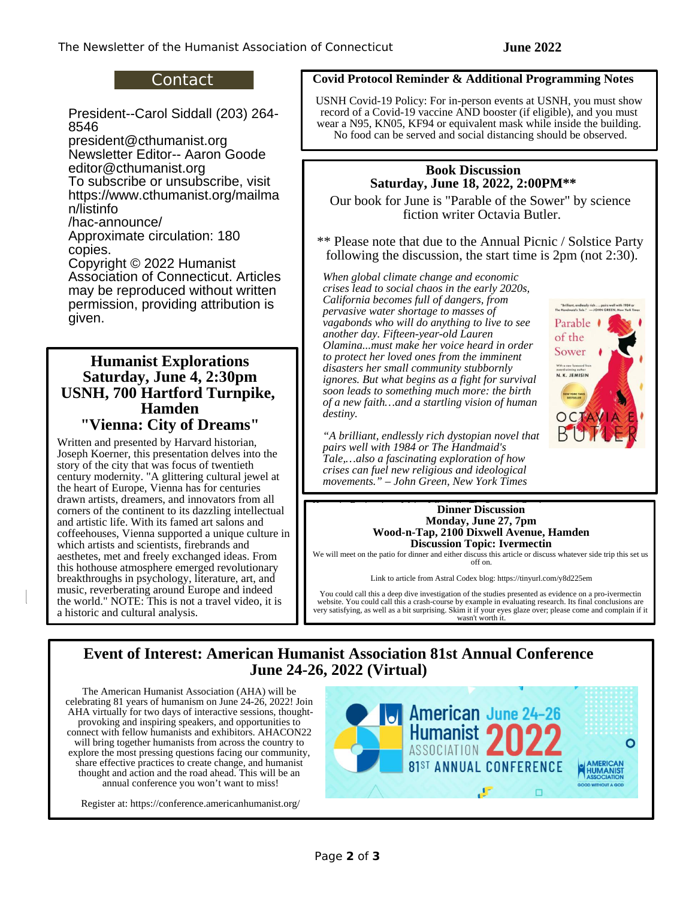## Contact

President--Carol Siddall (203) 264-8546
president@cthumanist.org
Newsletter Editor-- Aaron Goode
editor@cthumanist.org
To subscribe or unsubscribe, visit https://www.cthumanist.org/mailman/listinfo/hac-announce/
Approximate circulation: 180 copies.
Copyright © 2022 Humanist Association of Connecticut. Articles may be reproduced without written permission, providing attribution is given.

## Humanist Explorations
### Saturday, June 4, 2:30pm
### USNH, 700 Hartford Turnpike, Hamden
### "Vienna: City of Dreams"

Written and presented by Harvard historian, Joseph Koerner, this presentation delves into the story of the city that was focus of twentieth century modernity. "A glittering cultural jewel at the heart of Europe, Vienna has for centuries drawn artists, dreamers, and innovators from all corners of the continent to its dazzling intellectual and artistic life. With its famed art salons and coffeehouses, Vienna supported a unique culture in which artists and scientists, firebrands and aesthetes, met and freely exchanged ideas. From this hothouse atmosphere emerged revolutionary breakthroughs in psychology, literature, art, and music, reverberating around Europe and indeed the world." NOTE: This is not a travel video, it is a historic and cultural analysis.

## Covid Protocol Reminder & Additional Programming Notes

USNH Covid-19 Policy: For in-person events at USNH, you must show record of a Covid-19 vaccine AND booster (if eligible), and you must wear a N95, KN05, KF94 or equivalent mask while inside the building. No food can be served and social distancing should be observed.

## Book Discussion
### Saturday, June 18, 2022, 2:00PM**

Our book for June is "Parable of the Sower" by science fiction writer Octavia Butler.

** Please note that due to the Annual Picnic / Solstice Party following the discussion, the start time is 2pm (not 2:30).

*When global climate change and economic crises lead to social chaos in the early 2020s, California becomes full of dangers, from pervasive water shortage to masses of vagabonds who will do anything to live to see another day. Fifteen-year-old Lauren Olamina...must make her voice heard in order to protect her loved ones from the imminent disasters her small community stubbornly ignores. But what begins as a fight for survival soon leads to something much more: the birth of a new faith…and a startling vision of human destiny.*

*"A brilliant, endlessly rich dystopian novel that pairs well with 1984 or The Handmaid's Tale,…also a fascinating exploration of how crises can fuel new religious and ideological movements." – John Green, New York Times*

## Dinner Discussion
### Monday, June 27, 7pm
### Wood-n-Tap, 2100 Dixwell Avenue, Hamden
### Discussion Topic: Ivermectin

We will meet on the patio for dinner and either discuss this article or discuss whatever side trip this set us off on.

Link to article from Astral Codex blog: https://tinyurl.com/y8d225em

You could call this a deep dive investigation of the studies presented as evidence on a pro-ivermectin website. You could call this a crash-course by example in evaluating research. Its final conclusions are very satisfying, as well as a bit surprising. Skim it if your eyes glaze over; please come and complain if it wasn't worth it.

## Event of Interest: American Humanist Association 81st Annual Conference June 24-26, 2022 (Virtual)

The American Humanist Association (AHA) will be celebrating 81 years of humanism on June 24-26, 2022! Join AHA virtually for two days of interactive sessions, thought-provoking and inspiring speakers, and opportunities to connect with fellow humanists and exhibitors. AHACON22 will bring together humanists from across the country to explore the most pressing questions facing our community, share effective practices to create change, and humanist thought and action and the road ahead. This will be an annual conference you won't want to miss!

Register at: https://conference.americanhumanist.org/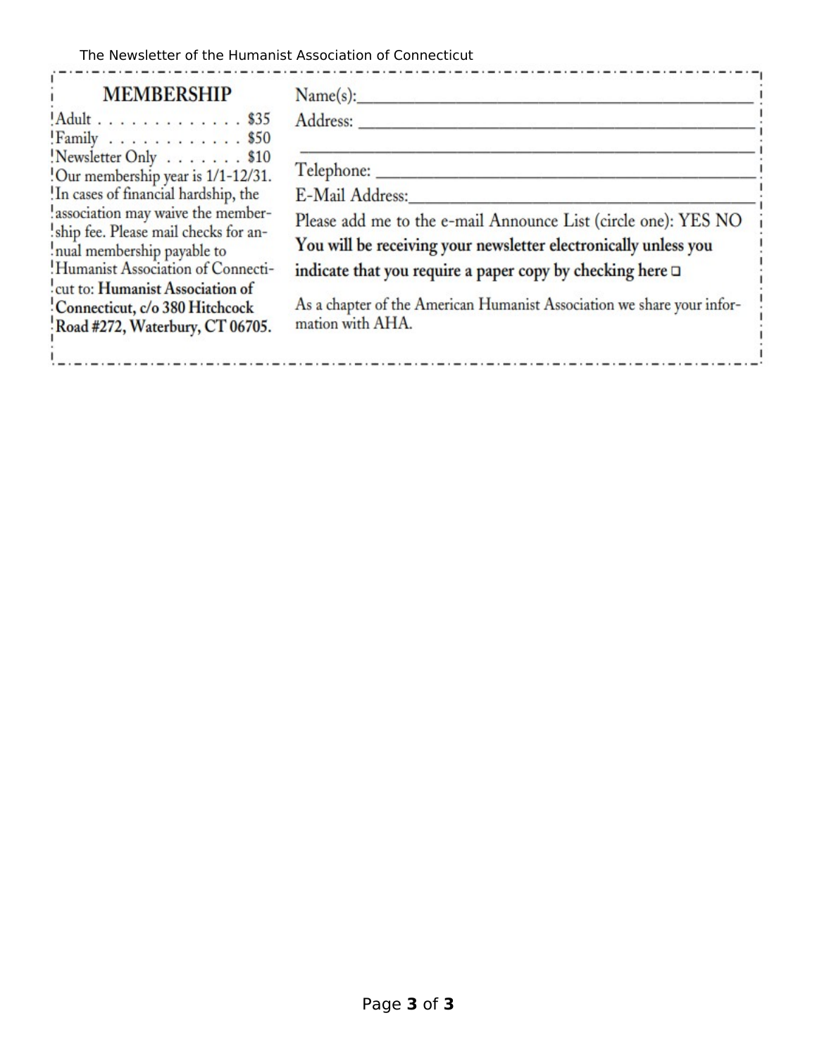## MEMBERSHIP

Adult . . . . . . . . . . . . . $35
Family . . . . . . . . . . . . $50
Newsletter Only . . . . . . . $10

Our membership year is 1/1-12/31. In cases of financial hardship, the association may waive the membership fee. Please mail checks for annual membership payable to Humanist Association of Connecticut to: **Humanist Association of Connecticut, c/o 380 Hitchcock Road #272, Waterbury, CT 06705.**

Name(s):\_\_\_\_\_\_\_\_\_\_\_\_\_\_\_\_\_\_\_\_\_\_\_\_\_\_\_\_\_\_\_\_\_\_\_\_\_\_\_\_

Address: \_\_\_\_\_\_\_\_\_\_\_\_\_\_\_\_\_\_\_\_\_\_\_\_\_\_\_\_\_\_\_\_\_\_\_\_\_\_\_\_

\_\_\_\_\_\_\_\_\_\_\_\_\_\_\_\_\_\_\_\_\_\_\_\_\_\_\_\_\_\_\_\_\_\_\_\_\_\_\_\_\_\_\_\_\_\_\_\_

Telephone: \_\_\_\_\_\_\_\_\_\_\_\_\_\_\_\_\_\_\_\_\_\_\_\_\_\_\_\_\_\_\_\_\_\_\_\_\_\_

E-Mail Address:\_\_\_\_\_\_\_\_\_\_\_\_\_\_\_\_\_\_\_\_\_\_\_\_\_\_\_\_\_\_\_\_\_\_\_

Please add me to the e-mail Announce List (circle one): YES NO

**You will be receiving your newsletter electronically unless you indicate that you require a paper copy by checking here ☐**

As a chapter of the American Humanist Association we share your information with AHA.